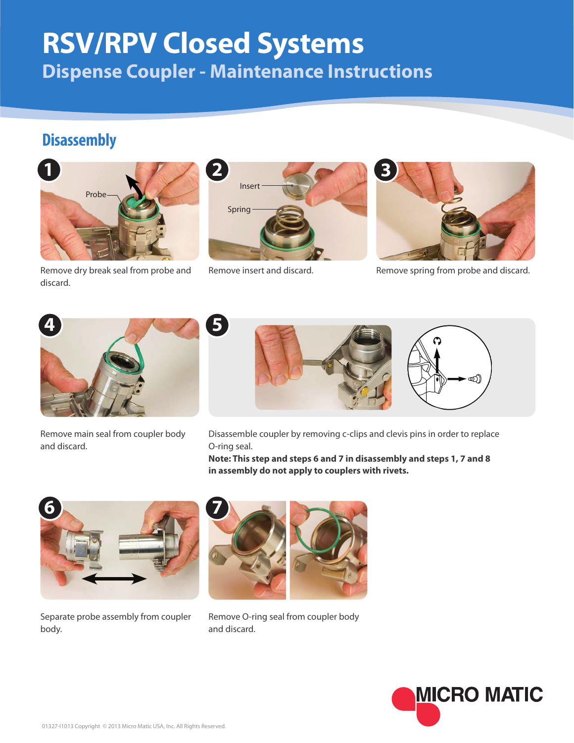# RSV/RPV Closed Systems

## Dispense Coupler - Maintenance Instructions

### Disassembly

**1** Remove dry break seal from probe and discard.

**2** Remove insert and discard.

**3** Remove spring from probe and discard.

**4** Remove main seal from coupler body and discard.

**5** Disassemble coupler by removing c-clips and clevis pins in order to replace O-ring seal.
**Note: This step and steps 6 and 7 in disassembly and steps 1, 7 and 8 in assembly do not apply to couplers with rivets.**

**6** Separate probe assembly from coupler body.

**7** Remove O-ring seal from coupler body and discard.

01327-I1013 Copyright © 2013 Micro Matic USA, Inc. All Rights Reserved.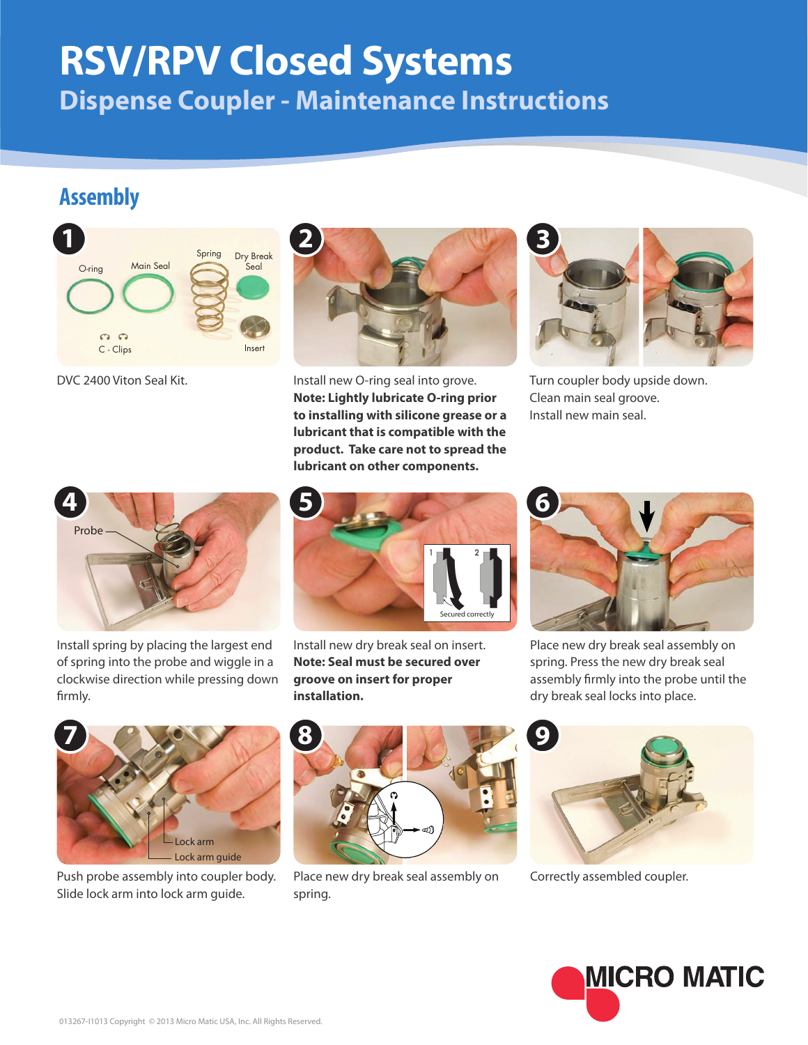# RSV/RPV Closed Systems

## Dispense Coupler - Maintenance Instructions

## Assembly

**1**

O-ring
Main Seal
Spring
Dry Break Seal
C - Clips
Insert

DVC 2400 Viton Seal Kit.

**2**

Install new O-ring seal into grove.
**Note: Lightly lubricate O-ring prior to installing with silicone grease or a lubricant that is compatible with the product. Take care not to spread the lubricant on other components.**

**3**

Turn coupler body upside down.
Clean main seal groove.
Install new main seal.

**4**

Probe

Install spring by placing the largest end of spring into the probe and wiggle in a clockwise direction while pressing down firmly.

**5**

1
2
Secured correctly

Install new dry break seal on insert.
**Note: Seal must be secured over groove on insert for proper installation.**

**6**

Place new dry break seal assembly on spring. Press the new dry break seal assembly firmly into the probe until the dry break seal locks into place.

**7**

Lock arm
Lock arm guide

Push probe assembly into coupler body. Slide lock arm into lock arm guide.

**8**

Place new dry break seal assembly on spring.

**9**

Correctly assembled coupler.

MICRO MATIC

013267-I1013 Copyright © 2013 Micro Matic USA, Inc. All Rights Reserved.